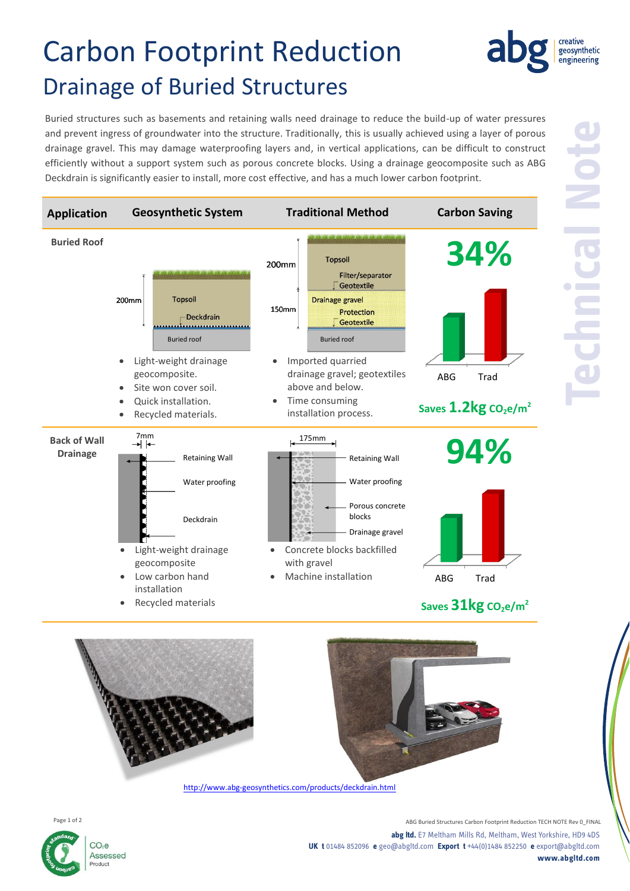# Carbon Footprint Reduction

## Drainage of Buried Structures

Buried structures such as basements and retaining walls need drainage to reduce the build-up of water pressures and prevent ingress of groundwater into the structure. Traditionally, this is usually achieved using a layer of porous drainage gravel. This may damage waterproofing layers and, in vertical applications, can be difficult to construct efficiently without a support system such as porous concrete blocks. Using a drainage geocomposite such as ABG Deckdrain is significantly easier to install, more cost effective, and has a much lower carbon footprint.

| Application | Geosynthetic System | Traditional Method | Carbon Saving |
|---|---|---|---|
| **Buried Roof** | 200mm: Topsoil, Deckdrain, Buried roof<br>• Light-weight drainage geocomposite.<br>• Site won cover soil.<br>• Quick installation.<br>• Recycled materials. | 200mm: Topsoil, Filter/separator Geotextile; 150mm: Drainage gravel, Protection Geotextile; Buried roof<br>• Imported quarried drainage gravel; geotextiles above and below.<br>• Time consuming installation process. | **34%** (ABG vs Trad)<br>Saves **1.2kg** $CO_2e/m^2$ |
| **Back of Wall Drainage** | 7mm: Retaining Wall, Water proofing, Deckdrain<br>• Light-weight drainage geocomposite<br>• Low carbon hand installation<br>• Recycled materials | 175mm: Retaining Wall, Water proofing, Porous concrete blocks, Drainage gravel<br>• Concrete blocks backfilled with gravel<br>• Machine installation | **94%** (ABG vs Trad)<br>Saves **31kg** $CO_2e/m^2$ |

http://www.abg-geosynthetics.com/products/deckdrain.html

ABG Buried Structures Carbon Footprint Reduction TECH NOTE Rev 0_FINAL

**abg ltd.** E7 Meltham Mills Rd, Meltham, West Yorkshire, HD9 4DS
**UK t** 01484 852096 **e** geo@abgltd.com **Export t** +44(0)1484 852250 **e** export@abgltd.com
**www.abgltd.com**

$CO_2e$ Assessed Product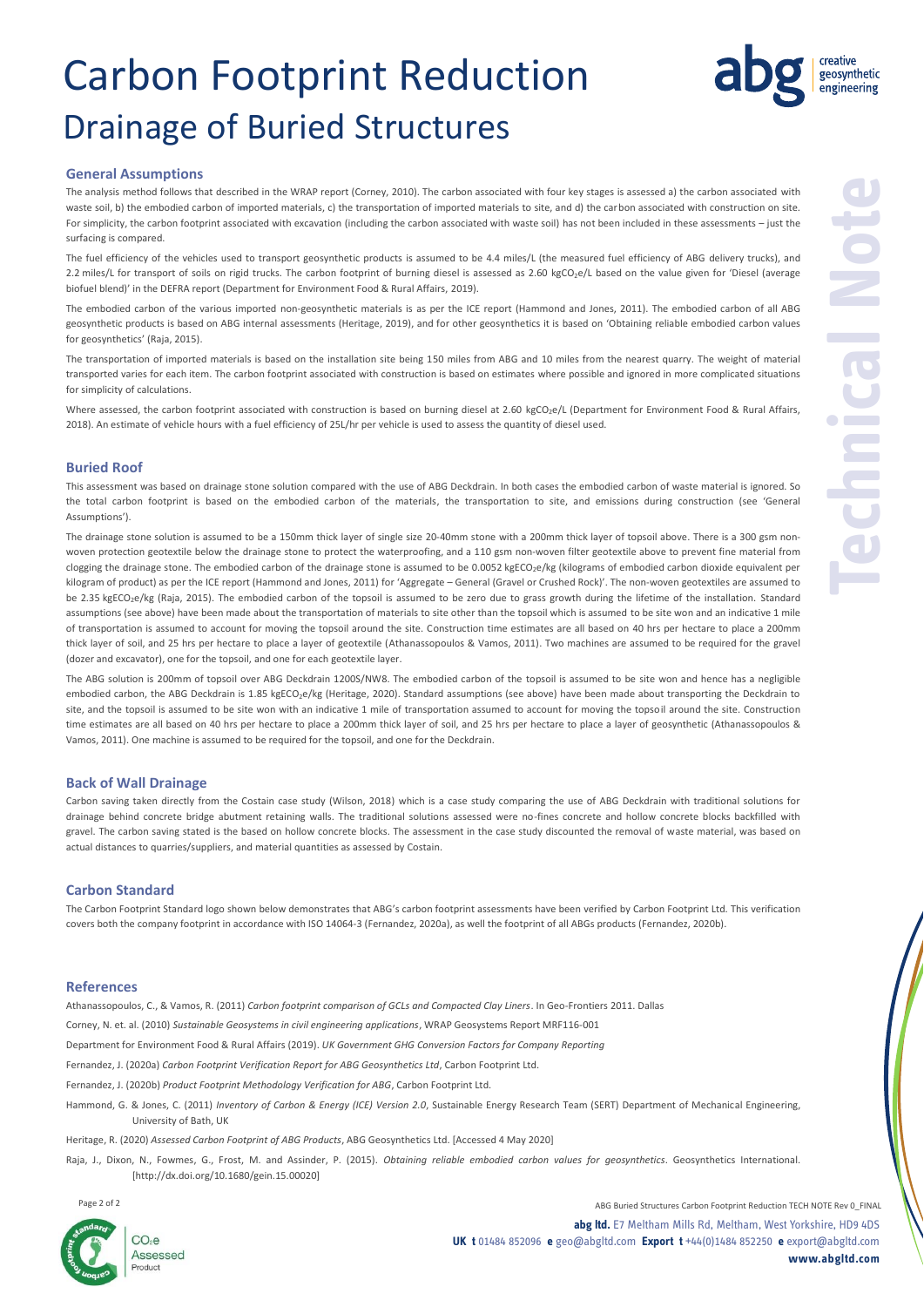# Carbon Footprint Reduction

## Drainage of Buried Structures

### General Assumptions

The analysis method follows that described in the WRAP report (Corney, 2010). The carbon associated with four key stages is assessed a) the carbon associated with waste soil, b) the embodied carbon of imported materials, c) the transportation of imported materials to site, and d) the carbon associated with construction on site. For simplicity, the carbon footprint associated with excavation (including the carbon associated with waste soil) has not been included in these assessments – just the surfacing is compared.

The fuel efficiency of the vehicles used to transport geosynthetic products is assumed to be 4.4 miles/L (the measured fuel efficiency of ABG delivery trucks), and 2.2 miles/L for transport of soils on rigid trucks. The carbon footprint of burning diesel is assessed as 2.60 $kgCO_2e/L$ based on the value given for 'Diesel (average biofuel blend)' in the DEFRA report (Department for Environment Food & Rural Affairs, 2019).

The embodied carbon of the various imported non-geosynthetic materials is as per the ICE report (Hammond and Jones, 2011). The embodied carbon of all ABG geosynthetic products is based on ABG internal assessments (Heritage, 2019), and for other geosynthetics it is based on 'Obtaining reliable embodied carbon values for geosynthetics' (Raja, 2015).

The transportation of imported materials is based on the installation site being 150 miles from ABG and 10 miles from the nearest quarry. The weight of material transported varies for each item. The carbon footprint associated with construction is based on estimates where possible and ignored in more complicated situations for simplicity of calculations.

Where assessed, the carbon footprint associated with construction is based on burning diesel at 2.60 $kgCO_2e/L$ (Department for Environment Food & Rural Affairs, 2018). An estimate of vehicle hours with a fuel efficiency of 25L/hr per vehicle is used to assess the quantity of diesel used.

### Buried Roof

This assessment was based on drainage stone solution compared with the use of ABG Deckdrain. In both cases the embodied carbon of waste material is ignored. So the total carbon footprint is based on the embodied carbon of the materials, the transportation to site, and emissions during construction (see 'General Assumptions').

The drainage stone solution is assumed to be a 150mm thick layer of single size 20-40mm stone with a 200mm thick layer of topsoil above. There is a 300 gsm non-woven protection geotextile below the drainage stone to protect the waterproofing, and a 110 gsm non-woven filter geotextile above to prevent fine material from clogging the drainage stone. The embodied carbon of the drainage stone is assumed to be 0.0052 $kgECO_2e/kg$ (kilograms of embodied carbon dioxide equivalent per kilogram of product) as per the ICE report (Hammond and Jones, 2011) for 'Aggregate – General (Gravel or Crushed Rock)'. The non-woven geotextiles are assumed to be 2.35 $kgECO_2e/kg$ (Raja, 2015). The embodied carbon of the topsoil is assumed to be zero due to grass growth during the lifetime of the installation. Standard assumptions (see above) have been made about the transportation of materials to site other than the topsoil which is assumed to be site won and an indicative 1 mile of transportation is assumed to account for moving the topsoil around the site. Construction time estimates are all based on 40 hrs per hectare to place a 200mm thick layer of soil, and 25 hrs per hectare to place a layer of geotextile (Athanassopoulos & Vamos, 2011). Two machines are assumed to be required for the gravel (dozer and excavator), one for the topsoil, and one for each geotextile layer.

The ABG solution is 200mm of topsoil over ABG Deckdrain 1200S/NW8. The embodied carbon of the topsoil is assumed to be site won and hence has a negligible embodied carbon, the ABG Deckdrain is 1.85 $kgECO_2e/kg$ (Heritage, 2020). Standard assumptions (see above) have been made about transporting the Deckdrain to site, and the topsoil is assumed to be site won with an indicative 1 mile of transportation assumed to account for moving the topsoil around the site. Construction time estimates are all based on 40 hrs per hectare to place a 200mm thick layer of soil, and 25 hrs per hectare to place a layer of geosynthetic (Athanassopoulos & Vamos, 2011). One machine is assumed to be required for the topsoil, and one for the Deckdrain.

### Back of Wall Drainage

Carbon saving taken directly from the Costain case study (Wilson, 2018) which is a case study comparing the use of ABG Deckdrain with traditional solutions for drainage behind concrete bridge abutment retaining walls. The traditional solutions assessed were no-fines concrete and hollow concrete blocks backfilled with gravel. The carbon saving stated is the based on hollow concrete blocks. The assessment in the case study discounted the removal of waste material, was based on actual distances to quarries/suppliers, and material quantities as assessed by Costain.

### Carbon Standard

The Carbon Footprint Standard logo shown below demonstrates that ABG's carbon footprint assessments have been verified by Carbon Footprint Ltd. This verification covers both the company footprint in accordance with ISO 14064-3 (Fernandez, 2020a), as well the footprint of all ABGs products (Fernandez, 2020b).

### References

Athanassopoulos, C., & Vamos, R. (2011) *Carbon footprint comparison of GCLs and Compacted Clay Liners*. In Geo-Frontiers 2011. Dallas

Corney, N. et. al. (2010) *Sustainable Geosystems in civil engineering applications*, WRAP Geosystems Report MRF116-001

Department for Environment Food & Rural Affairs (2019). *UK Government GHG Conversion Factors for Company Reporting*

Fernandez, J. (2020a) *Carbon Footprint Verification Report for ABG Geosynthetics Ltd*, Carbon Footprint Ltd.

Fernandez, J. (2020b) *Product Footprint Methodology Verification for ABG*, Carbon Footprint Ltd.

Hammond, G. & Jones, C. (2011) *Inventory of Carbon & Energy (ICE) Version 2.0*, Sustainable Energy Research Team (SERT) Department of Mechanical Engineering, University of Bath, UK

Heritage, R. (2020) *Assessed Carbon Footprint of ABG Products*, ABG Geosynthetics Ltd. [Accessed 4 May 2020]

Raja, J., Dixon, N., Fowmes, G., Frost, M. and Assinder, P. (2015). *Obtaining reliable embodied carbon values for geosynthetics*. Geosynthetics International. [http://dx.doi.org/10.1680/gein.15.00020]

$CO_2e$ Assessed Product

**abg ltd.** E7 Meltham Mills Rd, Meltham, West Yorkshire, HD9 4DS
**UK t** 01484 852096 **e** geo@abgltd.com **Export t** +44(0)1484 852250 **e** export@abgltd.com
**www.abgltd.com**